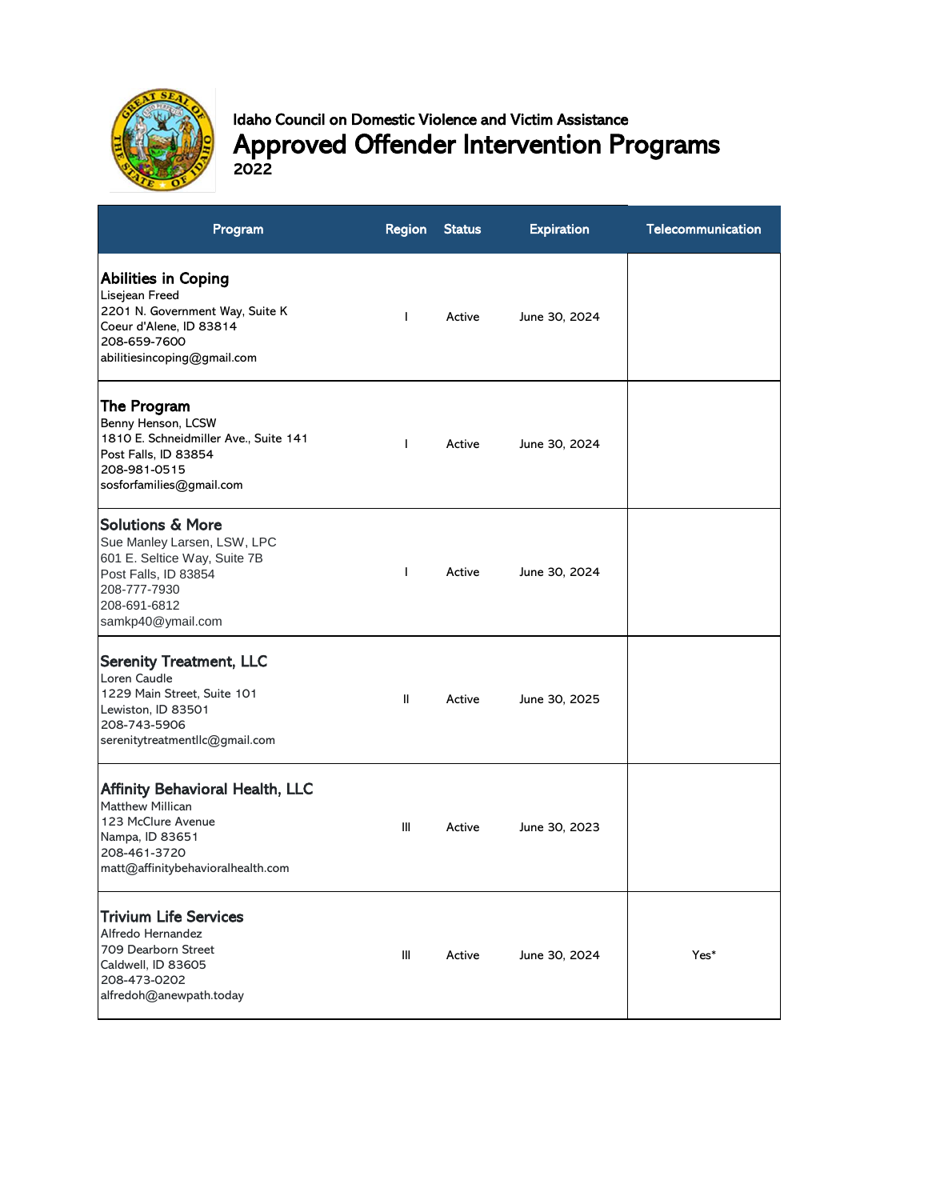Idaho Council on Domestic Violence and Victim Assistance

# Approved Offender Intervention Programs

2022

| Program | Region | Status | Expiration | Telecommunication |
|---|---|---|---|---|
| **Abilities in Coping**<br>Lisejean Freed<br>2201 N. Government Way, Suite K<br>Coeur d'Alene, ID 83814<br>208-659-7600<br>abilitiesincoping@gmail.com | I | Active | June 30, 2024 | |
| **The Program**<br>Benny Henson, LCSW<br>1810 E. Schneidmiller Ave., Suite 141<br>Post Falls, ID 83854<br>208-981-0515<br>sosforfamilies@gmail.com | I | Active | June 30, 2024 | |
| **Solutions & More**<br>Sue Manley Larsen, LSW, LPC<br>601 E. Seltice Way, Suite 7B<br>Post Falls, ID 83854<br>208-777-7930<br>208-691-6812<br>samkp40@ymail.com | I | Active | June 30, 2024 | |
| **Serenity Treatment, LLC**<br>Loren Caudle<br>1229 Main Street, Suite 101<br>Lewiston, ID 83501<br>208-743-5906<br>serenitytreatmentllc@gmail.com | II | Active | June 30, 2025 | |
| **Affinity Behavioral Health, LLC**<br>Matthew Millican<br>123 McClure Avenue<br>Nampa, ID 83651<br>208-461-3720<br>matt@affinitybehavioralhealth.com | III | Active | June 30, 2023 | |
| **Trivium Life Services**<br>Alfredo Hernandez<br>709 Dearborn Street<br>Caldwell, ID 83605<br>208-473-0202<br>alfredoh@anewpath.today | III | Active | June 30, 2024 | Yes* |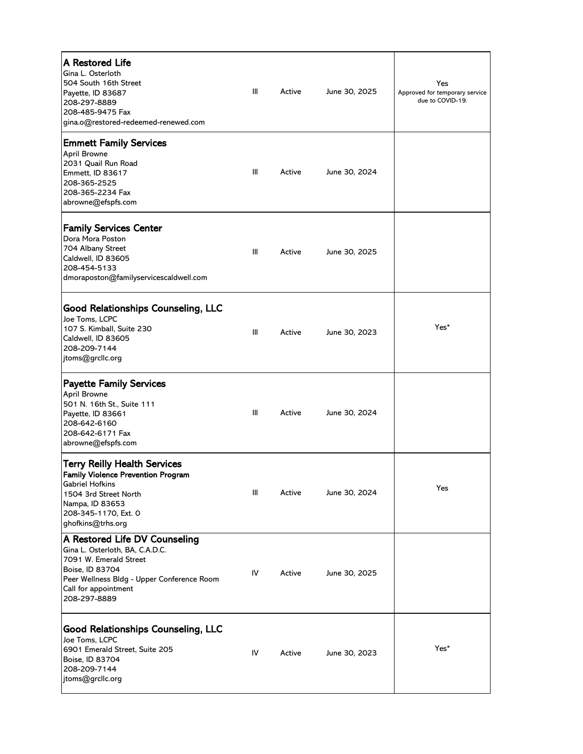| | | | | |
|---|---|---|---|---|
| **A Restored Life**<br>Gina L. Osterloth<br>504 South 16th Street<br>Payette, ID 83687<br>208-297-8889<br>208-485-9475 Fax<br>gina.o@restored-redeemed-renewed.com | III | Active | June 30, 2025 | Yes<br>Approved for temporary service due to COVID-19. |
| **Emmett Family Services**<br>April Browne<br>2031 Quail Run Road<br>Emmett, ID 83617<br>208-365-2525<br>208-365-2234 Fax<br>abrowne@efspfs.com | III | Active | June 30, 2024 | |
| **Family Services Center**<br>Dora Mora Poston<br>704 Albany Street<br>Caldwell, ID 83605<br>208-454-5133<br>dmoraposton@familyservicescaldwell.com | III | Active | June 30, 2025 | |
| **Good Relationships Counseling, LLC**<br>Joe Toms, LCPC<br>107 S. Kimball, Suite 230<br>Caldwell, ID 83605<br>208-209-7144<br>jtoms@grcllc.org | III | Active | June 30, 2023 | Yes* |
| **Payette Family Services**<br>April Browne<br>501 N. 16th St., Suite 111<br>Payette, ID 83661<br>208-642-6160<br>208-642-6171 Fax<br>abrowne@efspfs.com | III | Active | June 30, 2024 | |
| **Terry Reilly Health Services**<br>**Family Violence Prevention Program**<br>Gabriel Hofkins<br>1504 3rd Street North<br>Nampa, ID 83653<br>208-345-1170, Ext. 0<br>ghofkins@trhs.org | III | Active | June 30, 2024 | Yes |
| **A Restored Life DV Counseling**<br>Gina L. Osterloth, BA, C.A.D.C.<br>7091 W. Emerald Street<br>Boise, ID 83704<br>Peer Wellness Bldg - Upper Conference Room<br>Call for appointment<br>208-297-8889 | IV | Active | June 30, 2025 | |
| **Good Relationships Counseling, LLC**<br>Joe Toms, LCPC<br>6901 Emerald Street, Suite 205<br>Boise, ID 83704<br>208-209-7144<br>jtoms@grcllc.org | IV | Active | June 30, 2023 | Yes* |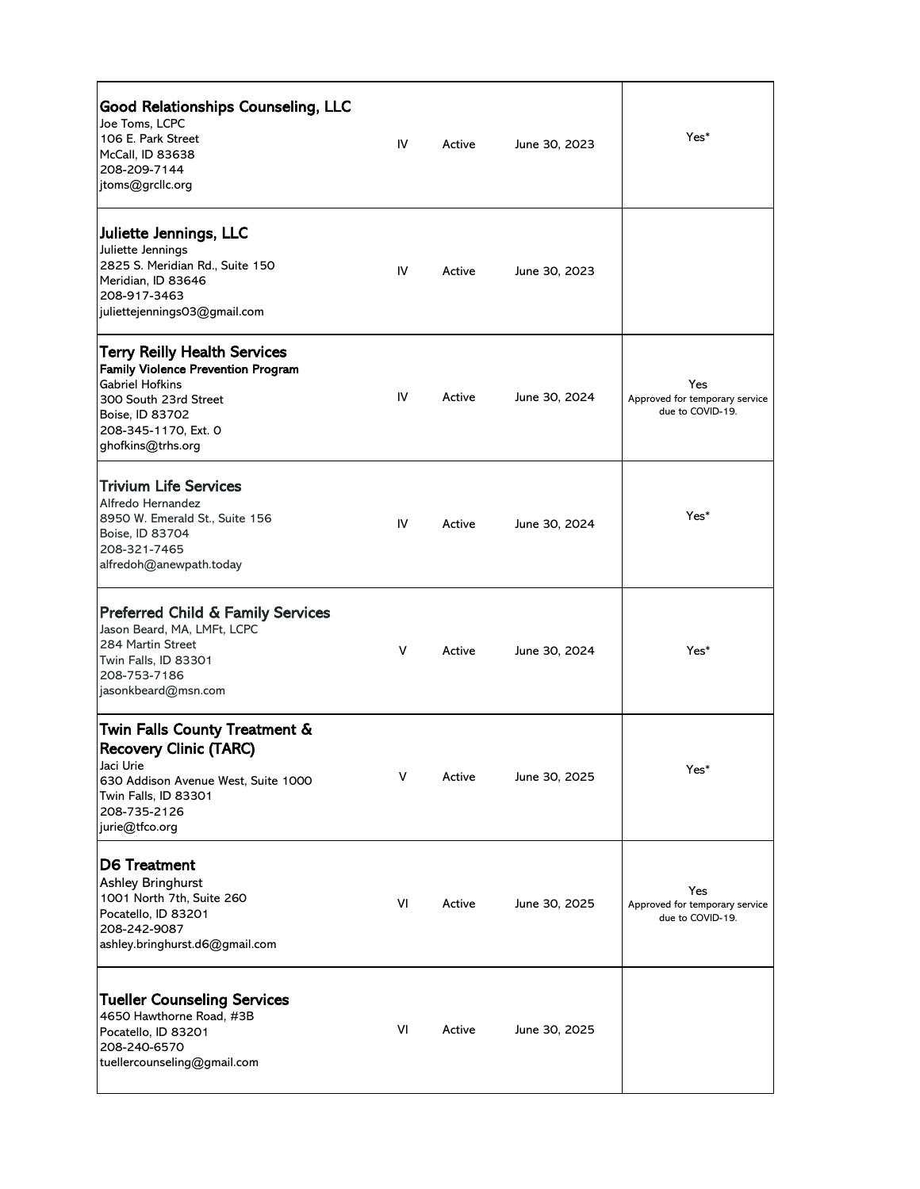| | | | | |
|---|---|---|---|---|
| **Good Relationships Counseling, LLC**<br>Joe Toms, LCPC<br>106 E. Park Street<br>McCall, ID 83638<br>208-209-7144<br>jtoms@grcllc.org | IV | Active | June 30, 2023 | Yes* |
| **Juliette Jennings, LLC**<br>Juliette Jennings<br>2825 S. Meridian Rd., Suite 150<br>Meridian, ID 83646<br>208-917-3463<br>juliettejennings03@gmail.com | IV | Active | June 30, 2023 | |
| **Terry Reilly Health Services**<br>**Family Violence Prevention Program**<br>Gabriel Hofkins<br>300 South 23rd Street<br>Boise, ID 83702<br>208-345-1170, Ext. 0<br>ghofkins@trhs.org | IV | Active | June 30, 2024 | Yes<br>Approved for temporary service due to COVID-19. |
| **Trivium Life Services**<br>Alfredo Hernandez<br>8950 W. Emerald St., Suite 156<br>Boise, ID 83704<br>208-321-7465<br>alfredoh@anewpath.today | IV | Active | June 30, 2024 | Yes* |
| **Preferred Child & Family Services**<br>Jason Beard, MA, LMFt, LCPC<br>284 Martin Street<br>Twin Falls, ID 83301<br>208-753-7186<br>jasonkbeard@msn.com | V | Active | June 30, 2024 | Yes* |
| **Twin Falls County Treatment & Recovery Clinic (TARC)**<br>Jaci Urie<br>630 Addison Avenue West, Suite 1000<br>Twin Falls, ID 83301<br>208-735-2126<br>jurie@tfco.org | V | Active | June 30, 2025 | Yes* |
| **D6 Treatment**<br>Ashley Bringhurst<br>1001 North 7th, Suite 260<br>Pocatello, ID 83201<br>208-242-9087<br>ashley.bringhurst.d6@gmail.com | VI | Active | June 30, 2025 | Yes<br>Approved for temporary service due to COVID-19. |
| **Tueller Counseling Services**<br>4650 Hawthorne Road, #3B<br>Pocatello, ID 83201<br>208-240-6570<br>tuellercounseling@gmail.com | VI | Active | June 30, 2025 | |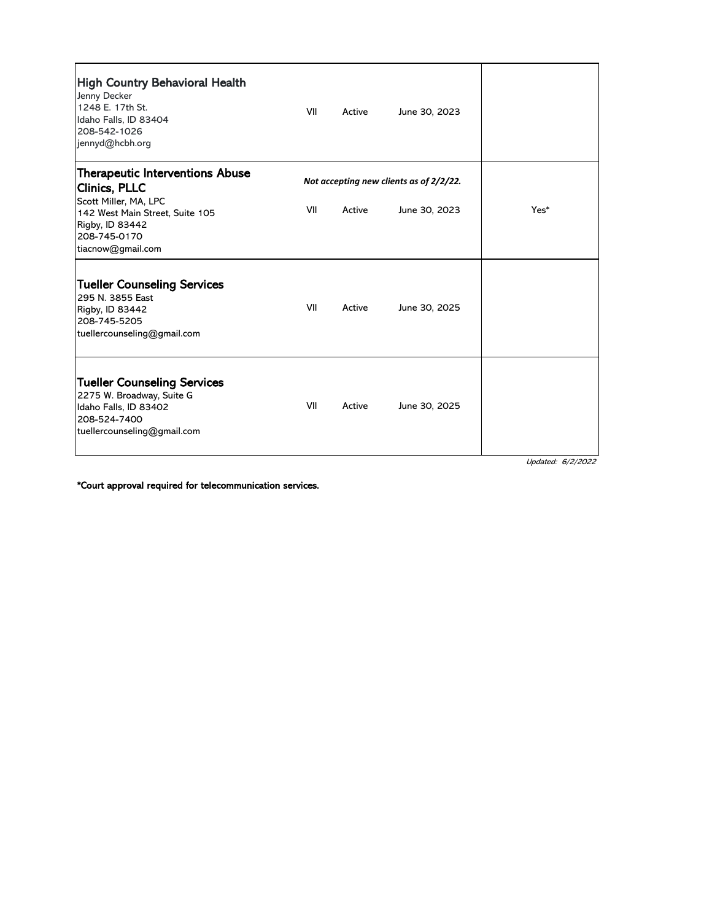| | | | | |
|---|---|---|---|---|
| **High Country Behavioral Health**<br>Jenny Decker<br>1248 E. 17th St.<br>Idaho Falls, ID 83404<br>208-542-1026<br>jennyd@hcbh.org | VII | Active | June 30, 2023 | |
| **Therapeutic Interventions Abuse Clinics, PLLC**<br>Scott Miller, MA, LPC<br>142 West Main Street, Suite 105<br>Rigby, ID 83442<br>208-745-0170<br>tiacnow@gmail.com | *Not accepting new clients as of 2/2/22.*<br>VII | Active | June 30, 2023 | Yes* |
| **Tueller Counseling Services**<br>295 N. 3855 East<br>Rigby, ID 83442<br>208-745-5205<br>tuellercounseling@gmail.com | VII | Active | June 30, 2025 | |
| **Tueller Counseling Services**<br>2275 W. Broadway, Suite G<br>Idaho Falls, ID 83402<br>208-524-7400<br>tuellercounseling@gmail.com | VII | Active | June 30, 2025 | |

*Updated: 6/2/2022*

**\*Court approval required for telecommunication services.**